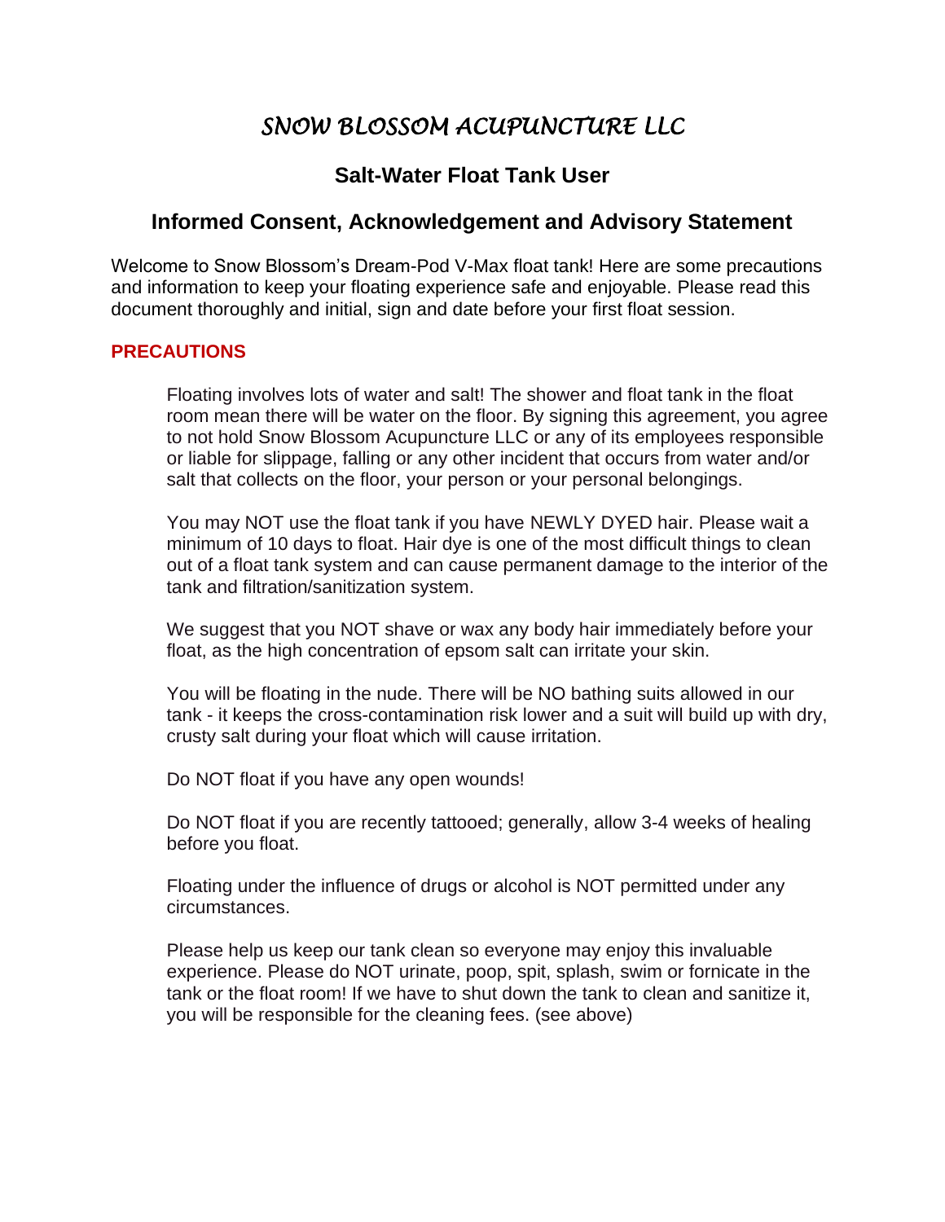# *SNOW BLOSSOM ACUPUNCTURE LLC*

## Salt-Water Float Tank User

## Informed Consent, Acknowledgement and Advisory Statement

Welcome to Snow Blossom's Dream-Pod V-Max float tank! Here are some precautions and information to keep your floating experience safe and enjoyable. Please read this document thoroughly and initial, sign and date before your first float session.

### PRECAUTIONS

Floating involves lots of water and salt! The shower and float tank in the float room mean there will be water on the floor. By signing this agreement, you agree to not hold Snow Blossom Acupuncture LLC or any of its employees responsible or liable for slippage, falling or any other incident that occurs from water and/or salt that collects on the floor, your person or your personal belongings.

You may NOT use the float tank if you have NEWLY DYED hair. Please wait a minimum of 10 days to float. Hair dye is one of the most difficult things to clean out of a float tank system and can cause permanent damage to the interior of the tank and filtration/sanitization system.

We suggest that you NOT shave or wax any body hair immediately before your float, as the high concentration of epsom salt can irritate your skin.

You will be floating in the nude. There will be NO bathing suits allowed in our tank - it keeps the cross-contamination risk lower and a suit will build up with dry, crusty salt during your float which will cause irritation.

Do NOT float if you have any open wounds!

Do NOT float if you are recently tattooed; generally, allow 3-4 weeks of healing before you float.

Floating under the influence of drugs or alcohol is NOT permitted under any circumstances.

Please help us keep our tank clean so everyone may enjoy this invaluable experience. Please do NOT urinate, poop, spit, splash, swim or fornicate in the tank or the float room! If we have to shut down the tank to clean and sanitize it, you will be responsible for the cleaning fees. (see above)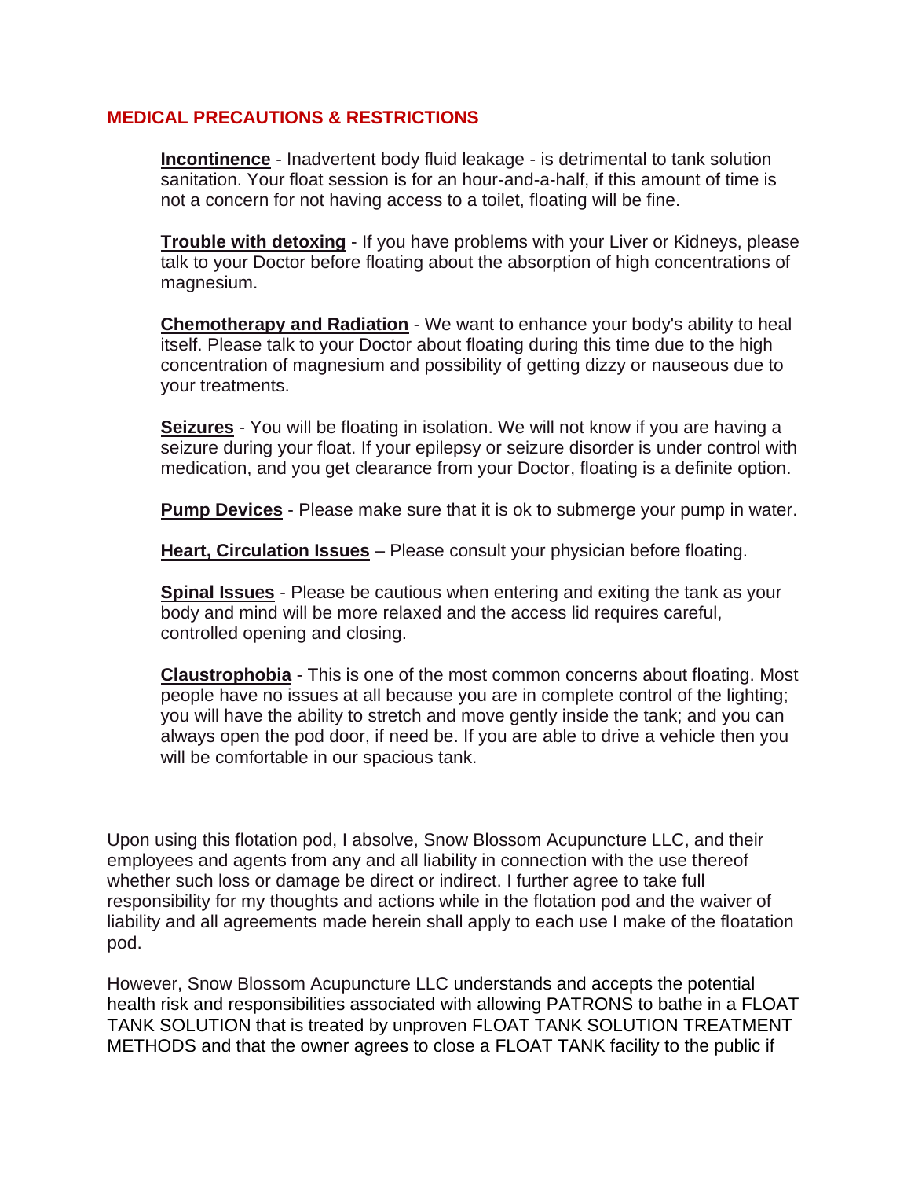## MEDICAL PRECAUTIONS & RESTRICTIONS

**Incontinence** - Inadvertent body fluid leakage - is detrimental to tank solution sanitation. Your float session is for an hour-and-a-half, if this amount of time is not a concern for not having access to a toilet, floating will be fine.

**Trouble with detoxing** - If you have problems with your Liver or Kidneys, please talk to your Doctor before floating about the absorption of high concentrations of magnesium.

**Chemotherapy and Radiation** - We want to enhance your body's ability to heal itself. Please talk to your Doctor about floating during this time due to the high concentration of magnesium and possibility of getting dizzy or nauseous due to your treatments.

**Seizures** - You will be floating in isolation. We will not know if you are having a seizure during your float. If your epilepsy or seizure disorder is under control with medication, and you get clearance from your Doctor, floating is a definite option.

**Pump Devices** - Please make sure that it is ok to submerge your pump in water.

**Heart, Circulation Issues** – Please consult your physician before floating.

**Spinal Issues** - Please be cautious when entering and exiting the tank as your body and mind will be more relaxed and the access lid requires careful, controlled opening and closing.

**Claustrophobia** - This is one of the most common concerns about floating. Most people have no issues at all because you are in complete control of the lighting; you will have the ability to stretch and move gently inside the tank; and you can always open the pod door, if need be. If you are able to drive a vehicle then you will be comfortable in our spacious tank.

Upon using this flotation pod, I absolve, Snow Blossom Acupuncture LLC, and their employees and agents from any and all liability in connection with the use thereof whether such loss or damage be direct or indirect. I further agree to take full responsibility for my thoughts and actions while in the flotation pod and the waiver of liability and all agreements made herein shall apply to each use I make of the floatation pod.

However, Snow Blossom Acupuncture LLC understands and accepts the potential health risk and responsibilities associated with allowing PATRONS to bathe in a FLOAT TANK SOLUTION that is treated by unproven FLOAT TANK SOLUTION TREATMENT METHODS and that the owner agrees to close a FLOAT TANK facility to the public if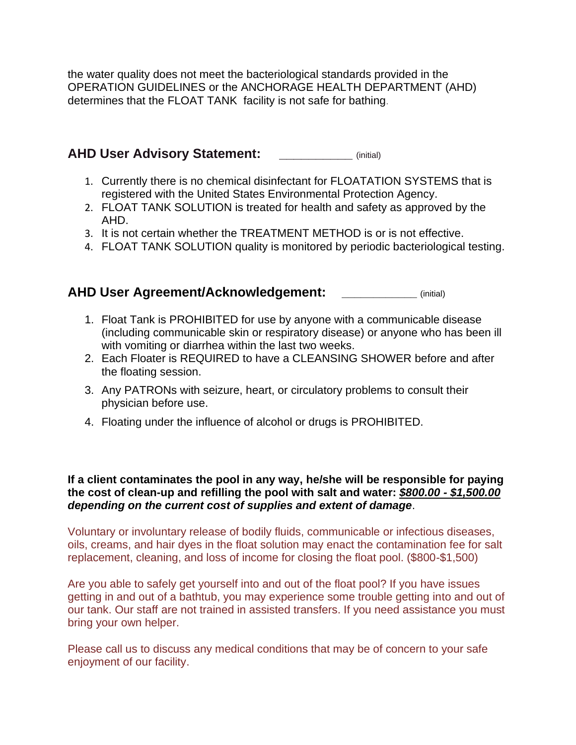the water quality does not meet the bacteriological standards provided in the OPERATION GUIDELINES or the ANCHORAGE HEALTH DEPARTMENT (AHD) determines that the FLOAT TANK facility is not safe for bathing.

## AHD User Advisory Statement: ____________ (initial)

1. Currently there is no chemical disinfectant for FLOATATION SYSTEMS that is registered with the United States Environmental Protection Agency.
2. FLOAT TANK SOLUTION is treated for health and safety as approved by the AHD.
3. It is not certain whether the TREATMENT METHOD is or is not effective.
4. FLOAT TANK SOLUTION quality is monitored by periodic bacteriological testing.

## AHD User Agreement/Acknowledgement: ____________ (initial)

1. Float Tank is PROHIBITED for use by anyone with a communicable disease (including communicable skin or respiratory disease) or anyone who has been ill with vomiting or diarrhea within the last two weeks.
2. Each Floater is REQUIRED to have a CLEANSING SHOWER before and after the floating session.
3. Any PATRONs with seizure, heart, or circulatory problems to consult their physician before use.
4. Floating under the influence of alcohol or drugs is PROHIBITED.

**If a client contaminates the pool in any way, he/she will be responsible for paying the cost of clean-up and refilling the pool with salt and water: *<u>$800.00 - $1,500.00</u>* *depending on the current cost of supplies and extent of damage***.

Voluntary or involuntary release of bodily fluids, communicable or infectious diseases, oils, creams, and hair dyes in the float solution may enact the contamination fee for salt replacement, cleaning, and loss of income for closing the float pool. ($800-$1,500)

Are you able to safely get yourself into and out of the float pool? If you have issues getting in and out of a bathtub, you may experience some trouble getting into and out of our tank. Our staff are not trained in assisted transfers. If you need assistance you must bring your own helper.

Please call us to discuss any medical conditions that may be of concern to your safe enjoyment of our facility.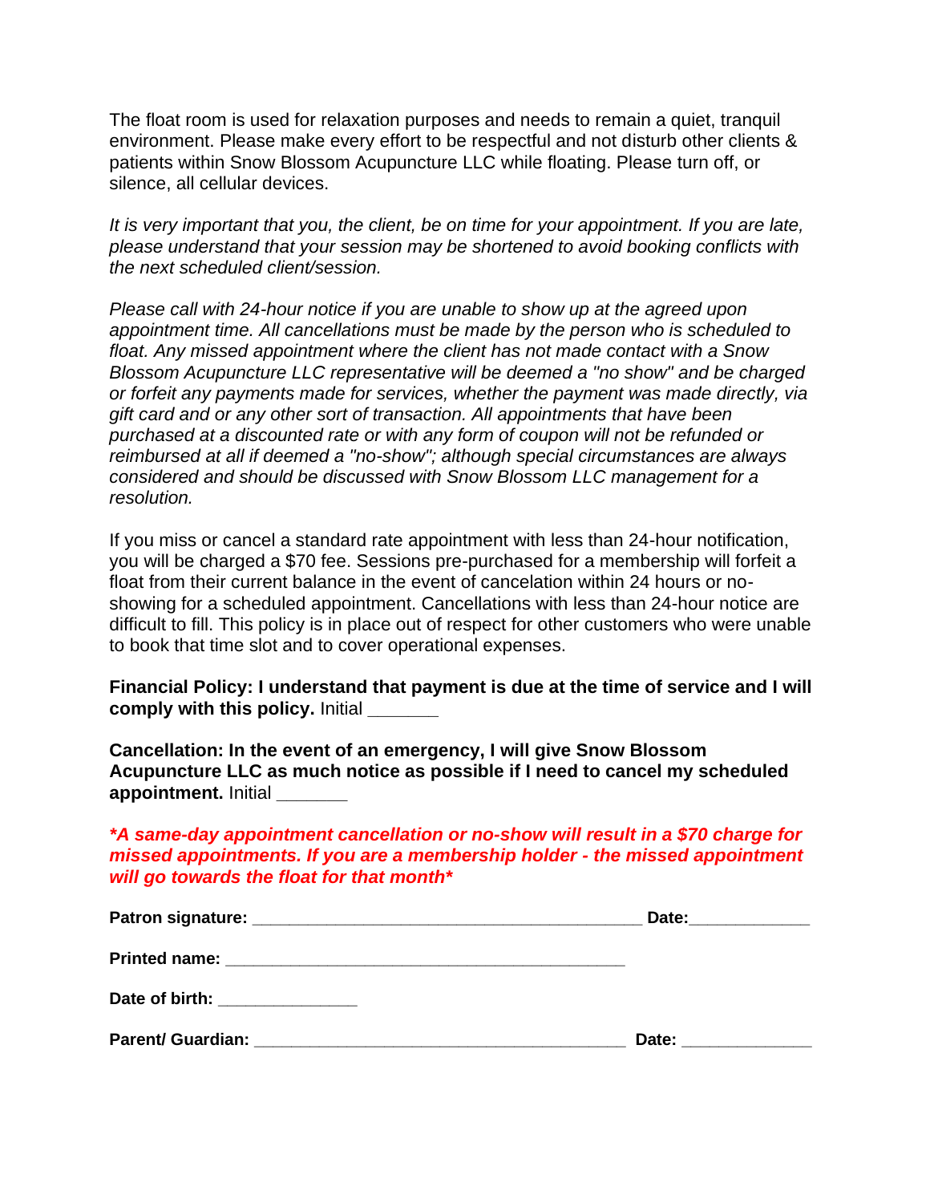The float room is used for relaxation purposes and needs to remain a quiet, tranquil environment. Please make every effort to be respectful and not disturb other clients & patients within Snow Blossom Acupuncture LLC while floating. Please turn off, or silence, all cellular devices.

*It is very important that you, the client, be on time for your appointment. If you are late, please understand that your session may be shortened to avoid booking conflicts with the next scheduled client/session.*

*Please call with 24-hour notice if you are unable to show up at the agreed upon appointment time. All cancellations must be made by the person who is scheduled to float. Any missed appointment where the client has not made contact with a Snow Blossom Acupuncture LLC representative will be deemed a "no show" and be charged or forfeit any payments made for services, whether the payment was made directly, via gift card and or any other sort of transaction. All appointments that have been purchased at a discounted rate or with any form of coupon will not be refunded or reimbursed at all if deemed a "no-show"; although special circumstances are always considered and should be discussed with Snow Blossom LLC management for a resolution.*

If you miss or cancel a standard rate appointment with less than 24-hour notification, you will be charged a $70 fee. Sessions pre-purchased for a membership will forfeit a float from their current balance in the event of cancelation within 24 hours or no-showing for a scheduled appointment. Cancellations with less than 24-hour notice are difficult to fill. This policy is in place out of respect for other customers who were unable to book that time slot and to cover operational expenses.

**Financial Policy: I understand that payment is due at the time of service and I will comply with this policy.** Initial _______

**Cancellation: In the event of an emergency, I will give Snow Blossom Acupuncture LLC as much notice as possible if I need to cancel my scheduled appointment.** Initial _______

***A same-day appointment cancellation or no-show will result in a $70 charge for missed appointments. If you are a membership holder - the missed appointment will go towards the float for that month***

**Patron signature:** ________________________________________ **Date:**____________

**Printed name:** ____________________________________________

**Date of birth:** _______________

**Parent/ Guardian:** ________________________________________ **Date:** _____________